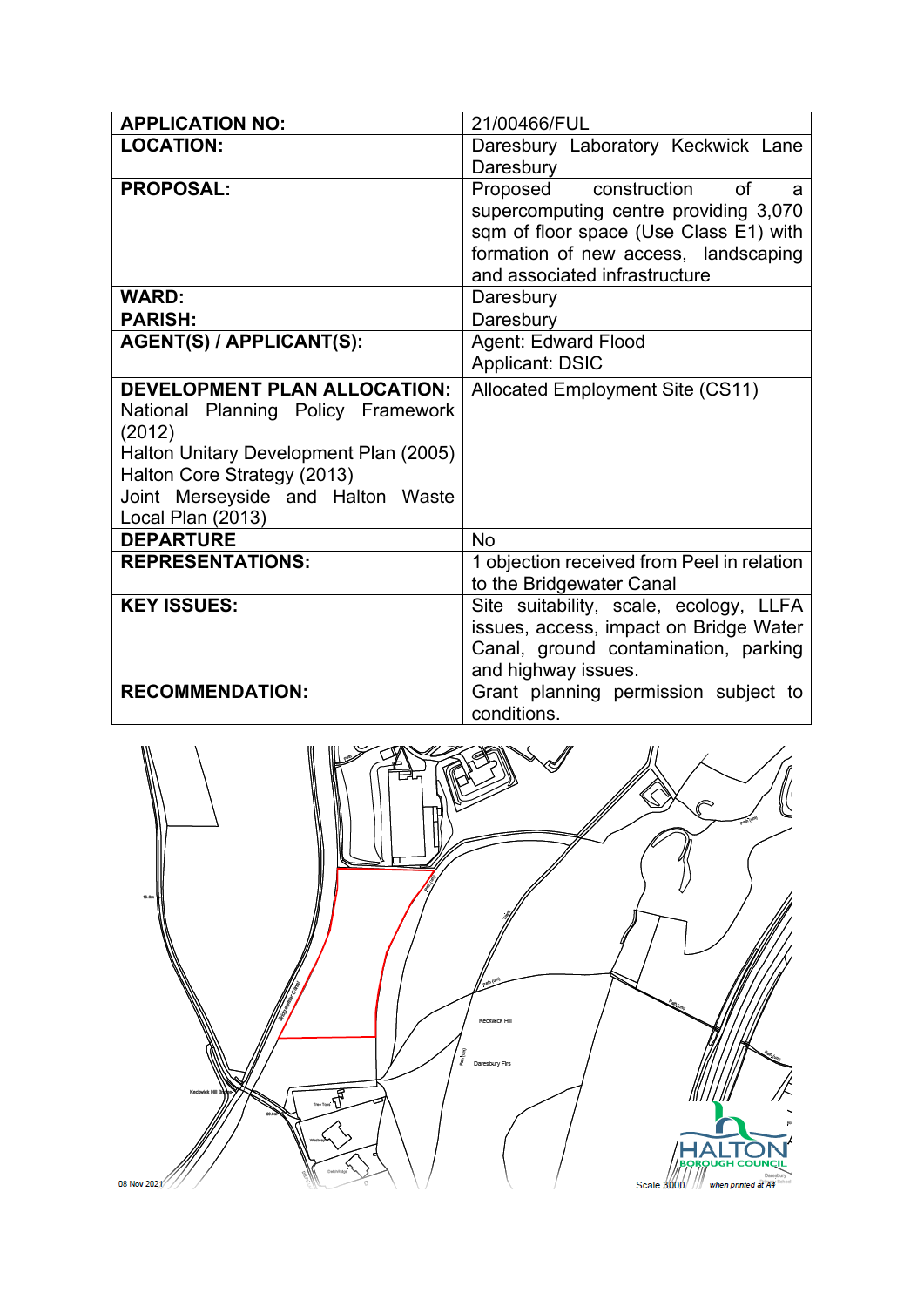| | |
|---|---|
| **APPLICATION NO:** | 21/00466/FUL |
| **LOCATION:** | Daresbury Laboratory Keckwick Lane Daresbury |
| **PROPOSAL:** | Proposed construction of a supercomputing centre providing 3,070 sqm of floor space (Use Class E1) with formation of new access, landscaping and associated infrastructure |
| **WARD:** | Daresbury |
| **PARISH:** | Daresbury |
| **AGENT(S) / APPLICANT(S):** | Agent: Edward Flood<br>Applicant: DSIC |
| **DEVELOPMENT PLAN ALLOCATION:**<br>National Planning Policy Framework (2012)<br>Halton Unitary Development Plan (2005)<br>Halton Core Strategy (2013)<br>Joint Merseyside and Halton Waste Local Plan (2013) | Allocated Employment Site (CS11) |
| **DEPARTURE** | No |
| **REPRESENTATIONS:** | 1 objection received from Peel in relation to the Bridgewater Canal |
| **KEY ISSUES:** | Site suitability, scale, ecology, LLFA issues, access, impact on Bridge Water Canal, ground contamination, parking and highway issues. |
| **RECOMMENDATION:** | Grant planning permission subject to conditions. |

Bridgewater Canal
Keckwick Hill
Daresbury Firs
Keckwick Hill Bridge
Tree Tops
Westway
08 Nov 2021
Scale 3000 when printed at A4
HALTON BOROUGH COUNCIL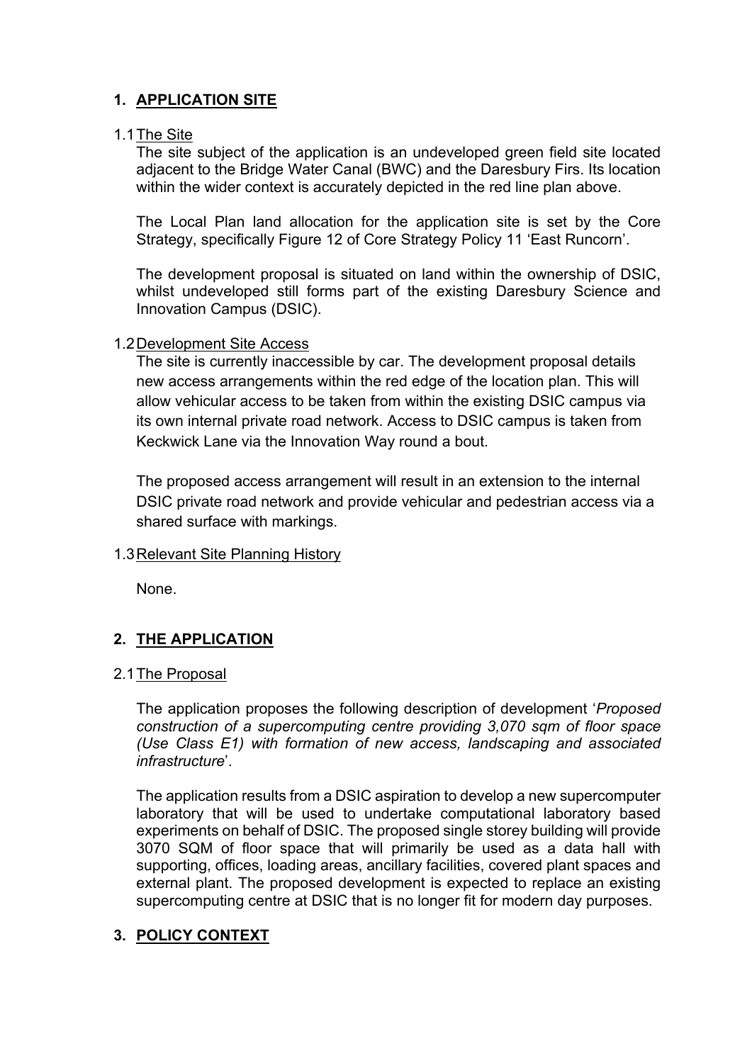## 1. APPLICATION SITE

### 1.1 The Site

The site subject of the application is an undeveloped green field site located adjacent to the Bridge Water Canal (BWC) and the Daresbury Firs. Its location within the wider context is accurately depicted in the red line plan above.

The Local Plan land allocation for the application site is set by the Core Strategy, specifically Figure 12 of Core Strategy Policy 11 'East Runcorn'.

The development proposal is situated on land within the ownership of DSIC, whilst undeveloped still forms part of the existing Daresbury Science and Innovation Campus (DSIC).

### 1.2 Development Site Access

The site is currently inaccessible by car. The development proposal details new access arrangements within the red edge of the location plan. This will allow vehicular access to be taken from within the existing DSIC campus via its own internal private road network. Access to DSIC campus is taken from Keckwick Lane via the Innovation Way round a bout.

The proposed access arrangement will result in an extension to the internal DSIC private road network and provide vehicular and pedestrian access via a shared surface with markings.

### 1.3 Relevant Site Planning History

None.

## 2. THE APPLICATION

### 2.1 The Proposal

The application proposes the following description of development '*Proposed construction of a supercomputing centre providing 3,070 sqm of floor space (Use Class E1) with formation of new access, landscaping and associated infrastructure*'.

The application results from a DSIC aspiration to develop a new supercomputer laboratory that will be used to undertake computational laboratory based experiments on behalf of DSIC. The proposed single storey building will provide 3070 SQM of floor space that will primarily be used as a data hall with supporting, offices, loading areas, ancillary facilities, covered plant spaces and external plant. The proposed development is expected to replace an existing supercomputing centre at DSIC that is no longer fit for modern day purposes.

## 3. POLICY CONTEXT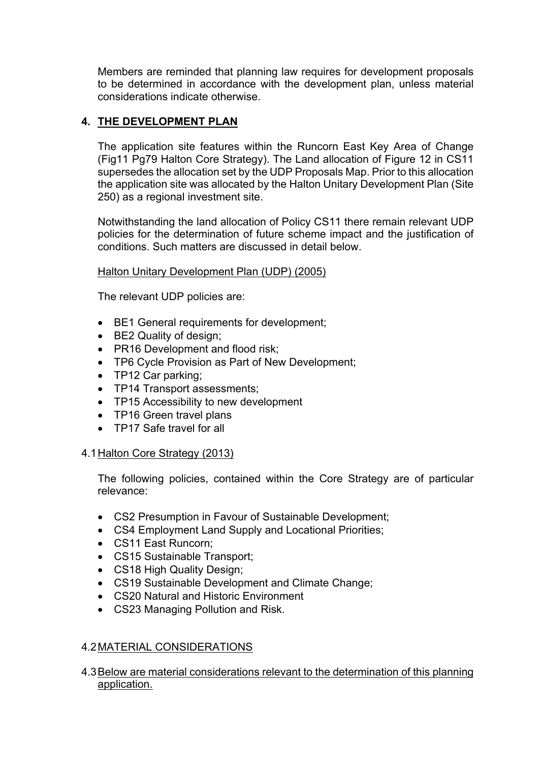Members are reminded that planning law requires for development proposals to be determined in accordance with the development plan, unless material considerations indicate otherwise.

## 4. THE DEVELOPMENT PLAN

The application site features within the Runcorn East Key Area of Change (Fig11 Pg79 Halton Core Strategy). The Land allocation of Figure 12 in CS11 supersedes the allocation set by the UDP Proposals Map. Prior to this allocation the application site was allocated by the Halton Unitary Development Plan (Site 250) as a regional investment site.

Notwithstanding the land allocation of Policy CS11 there remain relevant UDP policies for the determination of future scheme impact and the justification of conditions. Such matters are discussed in detail below.

Halton Unitary Development Plan (UDP) (2005)

The relevant UDP policies are:

- BE1 General requirements for development;
- BE2 Quality of design;
- PR16 Development and flood risk;
- TP6 Cycle Provision as Part of New Development;
- TP12 Car parking;
- TP14 Transport assessments;
- TP15 Accessibility to new development
- TP16 Green travel plans
- TP17 Safe travel for all

4.1 Halton Core Strategy (2013)

The following policies, contained within the Core Strategy are of particular relevance:

- CS2 Presumption in Favour of Sustainable Development;
- CS4 Employment Land Supply and Locational Priorities;
- CS11 East Runcorn;
- CS15 Sustainable Transport;
- CS18 High Quality Design;
- CS19 Sustainable Development and Climate Change;
- CS20 Natural and Historic Environment
- CS23 Managing Pollution and Risk.

4.2 MATERIAL CONSIDERATIONS

4.3 Below are material considerations relevant to the determination of this planning application.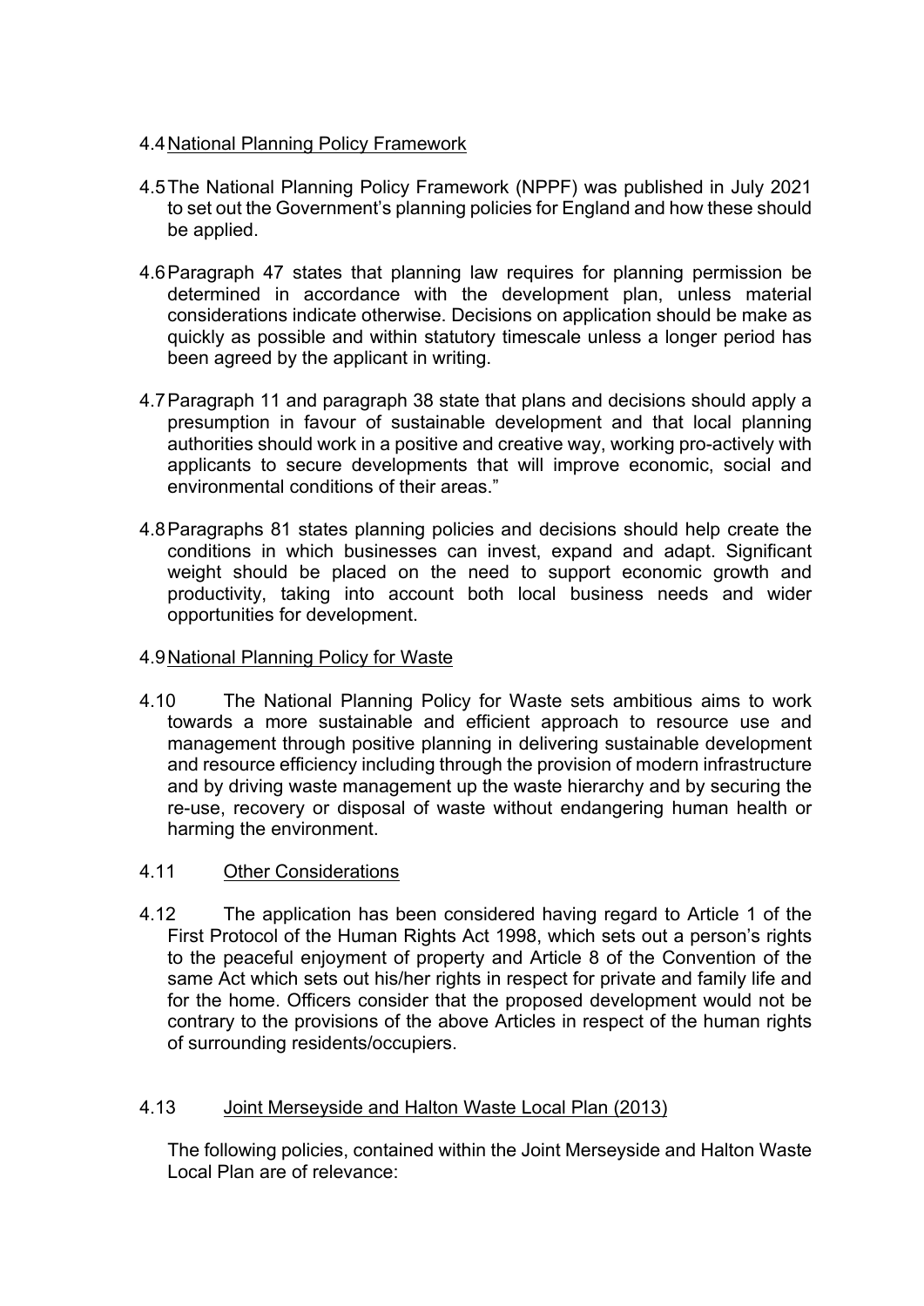4.4 National Planning Policy Framework

4.5 The National Planning Policy Framework (NPPF) was published in July 2021 to set out the Government's planning policies for England and how these should be applied.

4.6 Paragraph 47 states that planning law requires for planning permission be determined in accordance with the development plan, unless material considerations indicate otherwise. Decisions on application should be make as quickly as possible and within statutory timescale unless a longer period has been agreed by the applicant in writing.

4.7 Paragraph 11 and paragraph 38 state that plans and decisions should apply a presumption in favour of sustainable development and that local planning authorities should work in a positive and creative way, working pro-actively with applicants to secure developments that will improve economic, social and environmental conditions of their areas."

4.8 Paragraphs 81 states planning policies and decisions should help create the conditions in which businesses can invest, expand and adapt. Significant weight should be placed on the need to support economic growth and productivity, taking into account both local business needs and wider opportunities for development.

4.9 National Planning Policy for Waste

4.10 The National Planning Policy for Waste sets ambitious aims to work towards a more sustainable and efficient approach to resource use and management through positive planning in delivering sustainable development and resource efficiency including through the provision of modern infrastructure and by driving waste management up the waste hierarchy and by securing the re-use, recovery or disposal of waste without endangering human health or harming the environment.

4.11 Other Considerations

4.12 The application has been considered having regard to Article 1 of the First Protocol of the Human Rights Act 1998, which sets out a person's rights to the peaceful enjoyment of property and Article 8 of the Convention of the same Act which sets out his/her rights in respect for private and family life and for the home. Officers consider that the proposed development would not be contrary to the provisions of the above Articles in respect of the human rights of surrounding residents/occupiers.

4.13 Joint Merseyside and Halton Waste Local Plan (2013)

The following policies, contained within the Joint Merseyside and Halton Waste Local Plan are of relevance: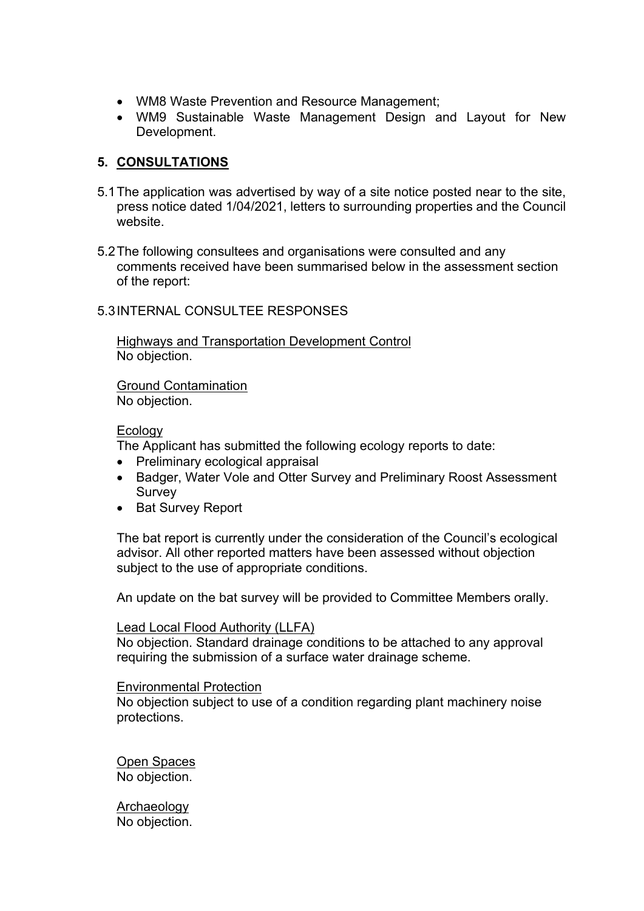- WM8 Waste Prevention and Resource Management;
- WM9 Sustainable Waste Management Design and Layout for New Development.

## 5. CONSULTATIONS

5.1 The application was advertised by way of a site notice posted near to the site, press notice dated 1/04/2021, letters to surrounding properties and the Council website.

5.2 The following consultees and organisations were consulted and any comments received have been summarised below in the assessment section of the report:

5.3 INTERNAL CONSULTEE RESPONSES

Highways and Transportation Development Control
No objection.

Ground Contamination
No objection.

Ecology
The Applicant has submitted the following ecology reports to date:

- Preliminary ecological appraisal
- Badger, Water Vole and Otter Survey and Preliminary Roost Assessment Survey
- Bat Survey Report

The bat report is currently under the consideration of the Council's ecological advisor. All other reported matters have been assessed without objection subject to the use of appropriate conditions.

An update on the bat survey will be provided to Committee Members orally.

Lead Local Flood Authority (LLFA)
No objection. Standard drainage conditions to be attached to any approval requiring the submission of a surface water drainage scheme.

Environmental Protection
No objection subject to use of a condition regarding plant machinery noise protections.

Open Spaces
No objection.

Archaeology
No objection.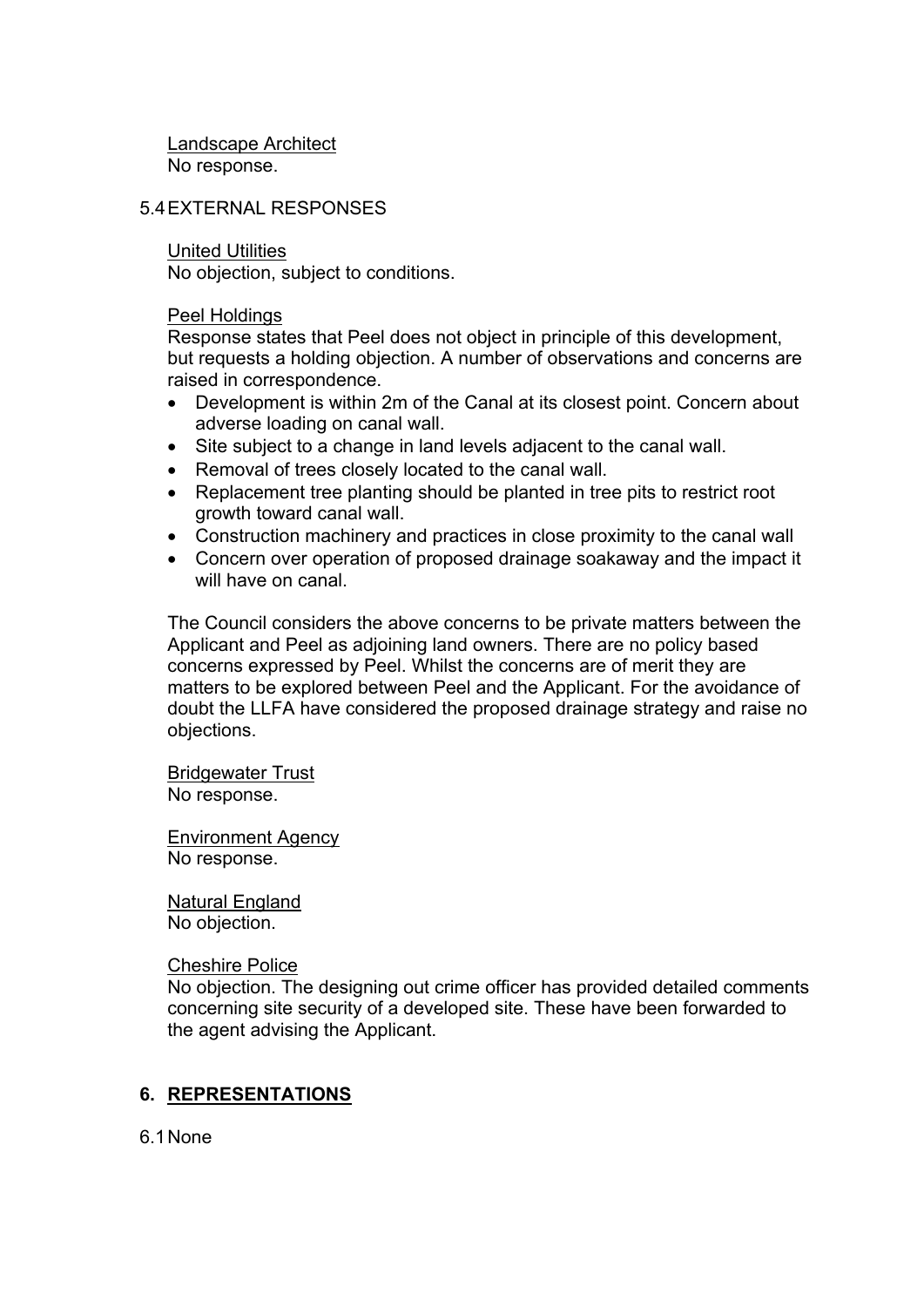Landscape Architect
No response.

5.4 EXTERNAL RESPONSES

United Utilities
No objection, subject to conditions.

Peel Holdings
Response states that Peel does not object in principle of this development, but requests a holding objection. A number of observations and concerns are raised in correspondence.

- Development is within 2m of the Canal at its closest point. Concern about adverse loading on canal wall.
- Site subject to a change in land levels adjacent to the canal wall.
- Removal of trees closely located to the canal wall.
- Replacement tree planting should be planted in tree pits to restrict root growth toward canal wall.
- Construction machinery and practices in close proximity to the canal wall
- Concern over operation of proposed drainage soakaway and the impact it will have on canal.

The Council considers the above concerns to be private matters between the Applicant and Peel as adjoining land owners. There are no policy based concerns expressed by Peel. Whilst the concerns are of merit they are matters to be explored between Peel and the Applicant. For the avoidance of doubt the LLFA have considered the proposed drainage strategy and raise no objections.

Bridgewater Trust
No response.

Environment Agency
No response.

Natural England
No objection.

Cheshire Police
No objection. The designing out crime officer has provided detailed comments concerning site security of a developed site. These have been forwarded to the agent advising the Applicant.

## 6. REPRESENTATIONS

6.1 None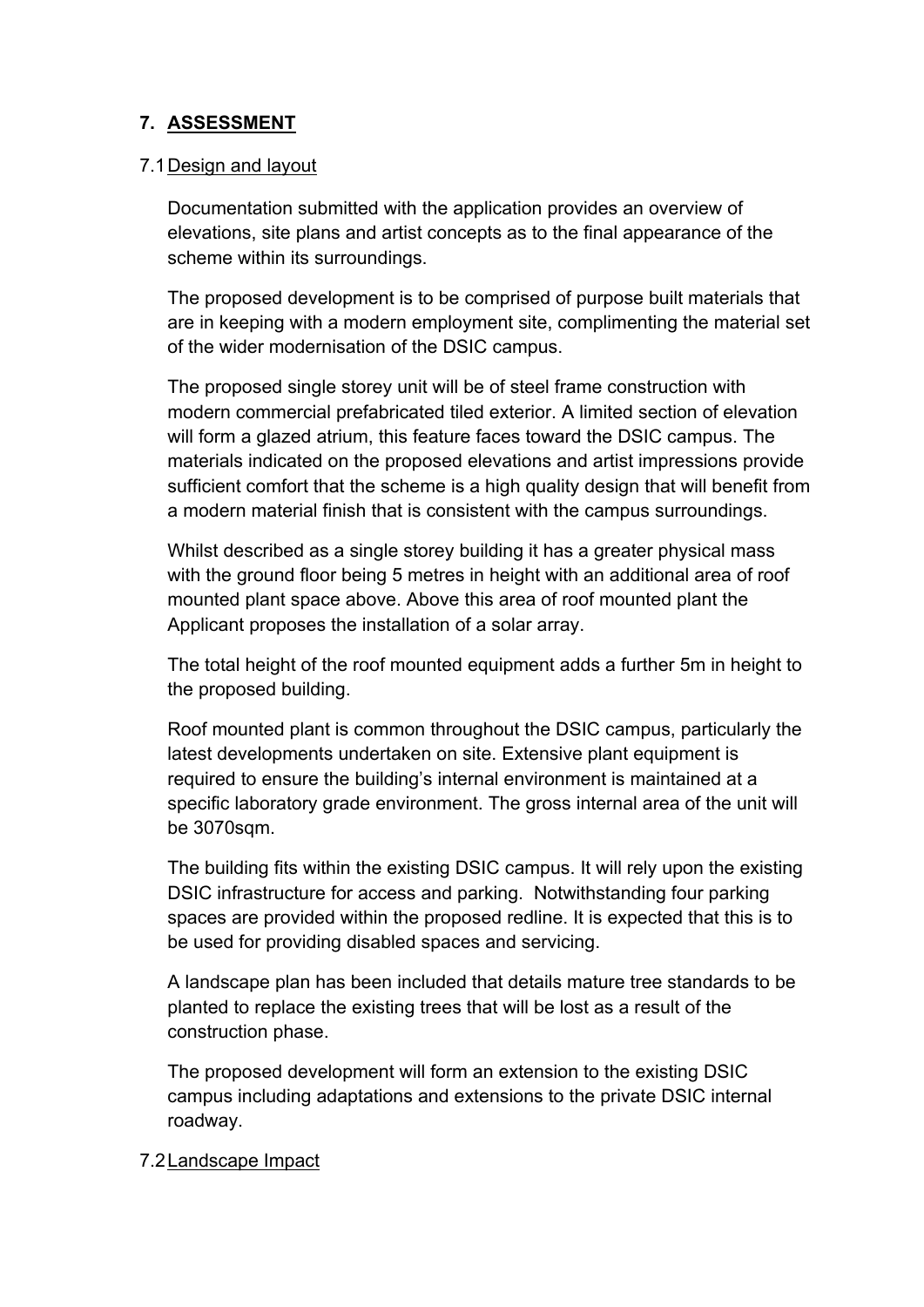## 7. ASSESSMENT

### 7.1 Design and layout

Documentation submitted with the application provides an overview of elevations, site plans and artist concepts as to the final appearance of the scheme within its surroundings.

The proposed development is to be comprised of purpose built materials that are in keeping with a modern employment site, complimenting the material set of the wider modernisation of the DSIC campus.

The proposed single storey unit will be of steel frame construction with modern commercial prefabricated tiled exterior. A limited section of elevation will form a glazed atrium, this feature faces toward the DSIC campus. The materials indicated on the proposed elevations and artist impressions provide sufficient comfort that the scheme is a high quality design that will benefit from a modern material finish that is consistent with the campus surroundings.

Whilst described as a single storey building it has a greater physical mass with the ground floor being 5 metres in height with an additional area of roof mounted plant space above. Above this area of roof mounted plant the Applicant proposes the installation of a solar array.

The total height of the roof mounted equipment adds a further 5m in height to the proposed building.

Roof mounted plant is common throughout the DSIC campus, particularly the latest developments undertaken on site. Extensive plant equipment is required to ensure the building's internal environment is maintained at a specific laboratory grade environment. The gross internal area of the unit will be 3070sqm.

The building fits within the existing DSIC campus. It will rely upon the existing DSIC infrastructure for access and parking. Notwithstanding four parking spaces are provided within the proposed redline. It is expected that this is to be used for providing disabled spaces and servicing.

A landscape plan has been included that details mature tree standards to be planted to replace the existing trees that will be lost as a result of the construction phase.

The proposed development will form an extension to the existing DSIC campus including adaptations and extensions to the private DSIC internal roadway.

### 7.2 Landscape Impact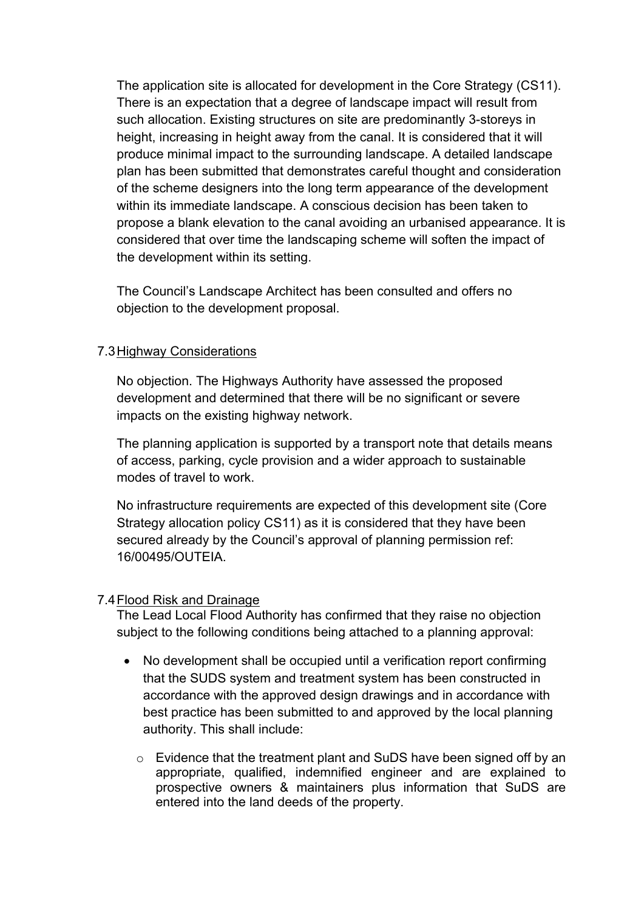The application site is allocated for development in the Core Strategy (CS11). There is an expectation that a degree of landscape impact will result from such allocation. Existing structures on site are predominantly 3-storeys in height, increasing in height away from the canal. It is considered that it will produce minimal impact to the surrounding landscape. A detailed landscape plan has been submitted that demonstrates careful thought and consideration of the scheme designers into the long term appearance of the development within its immediate landscape. A conscious decision has been taken to propose a blank elevation to the canal avoiding an urbanised appearance. It is considered that over time the landscaping scheme will soften the impact of the development within its setting.

The Council's Landscape Architect has been consulted and offers no objection to the development proposal.

### 7.3 Highway Considerations

No objection. The Highways Authority have assessed the proposed development and determined that there will be no significant or severe impacts on the existing highway network.

The planning application is supported by a transport note that details means of access, parking, cycle provision and a wider approach to sustainable modes of travel to work.

No infrastructure requirements are expected of this development site (Core Strategy allocation policy CS11) as it is considered that they have been secured already by the Council's approval of planning permission ref: 16/00495/OUTEIA.

### 7.4 Flood Risk and Drainage

The Lead Local Flood Authority has confirmed that they raise no objection subject to the following conditions being attached to a planning approval:

- No development shall be occupied until a verification report confirming that the SUDS system and treatment system has been constructed in accordance with the approved design drawings and in accordance with best practice has been submitted to and approved by the local planning authority. This shall include:
  - Evidence that the treatment plant and SuDS have been signed off by an appropriate, qualified, indemnified engineer and are explained to prospective owners & maintainers plus information that SuDS are entered into the land deeds of the property.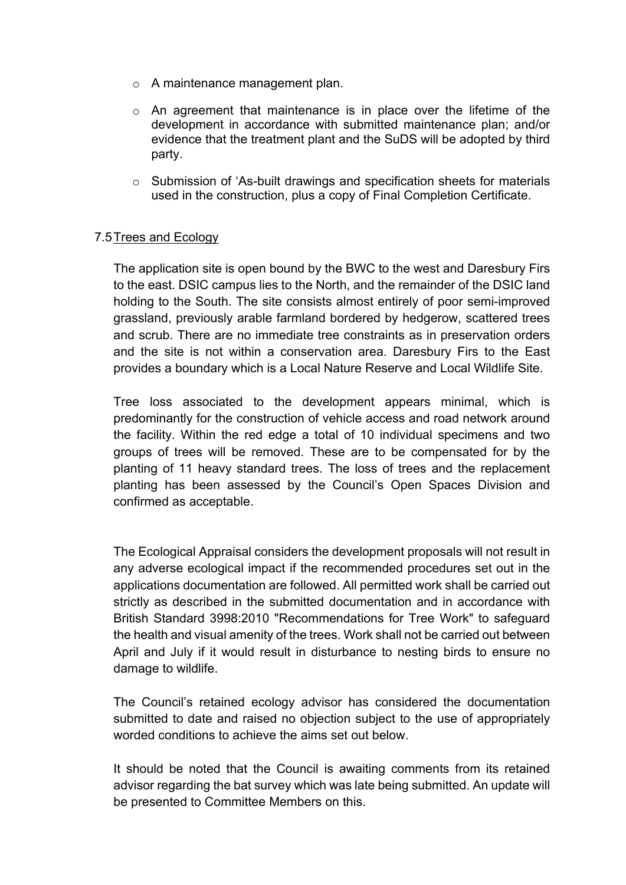- A maintenance management plan.
- An agreement that maintenance is in place over the lifetime of the development in accordance with submitted maintenance plan; and/or evidence that the treatment plant and the SuDS will be adopted by third party.
- Submission of 'As-built drawings and specification sheets for materials used in the construction, plus a copy of Final Completion Certificate.

7.5 Trees and Ecology

The application site is open bound by the BWC to the west and Daresbury Firs to the east. DSIC campus lies to the North, and the remainder of the DSIC land holding to the South. The site consists almost entirely of poor semi-improved grassland, previously arable farmland bordered by hedgerow, scattered trees and scrub. There are no immediate tree constraints as in preservation orders and the site is not within a conservation area. Daresbury Firs to the East provides a boundary which is a Local Nature Reserve and Local Wildlife Site.

Tree loss associated to the development appears minimal, which is predominantly for the construction of vehicle access and road network around the facility. Within the red edge a total of 10 individual specimens and two groups of trees will be removed. These are to be compensated for by the planting of 11 heavy standard trees. The loss of trees and the replacement planting has been assessed by the Council's Open Spaces Division and confirmed as acceptable.

The Ecological Appraisal considers the development proposals will not result in any adverse ecological impact if the recommended procedures set out in the applications documentation are followed. All permitted work shall be carried out strictly as described in the submitted documentation and in accordance with British Standard 3998:2010 "Recommendations for Tree Work" to safeguard the health and visual amenity of the trees. Work shall not be carried out between April and July if it would result in disturbance to nesting birds to ensure no damage to wildlife.

The Council's retained ecology advisor has considered the documentation submitted to date and raised no objection subject to the use of appropriately worded conditions to achieve the aims set out below.

It should be noted that the Council is awaiting comments from its retained advisor regarding the bat survey which was late being submitted. An update will be presented to Committee Members on this.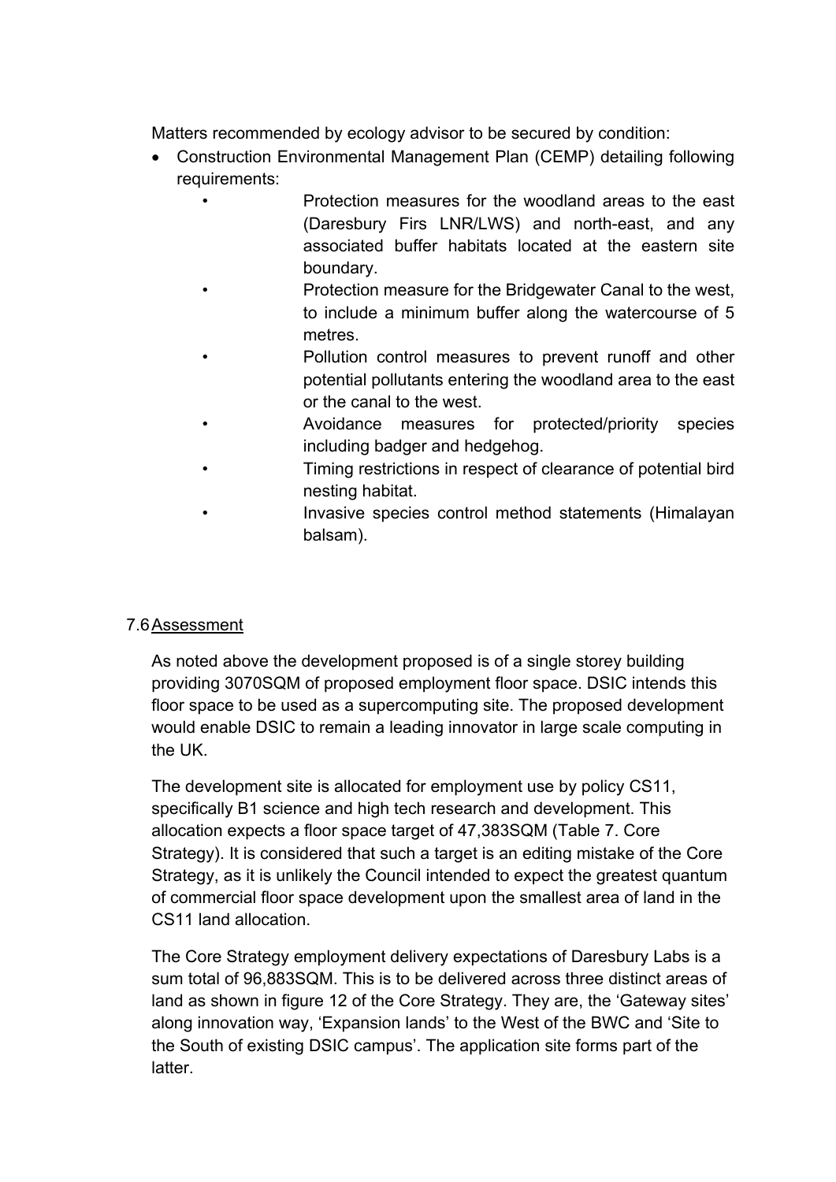Matters recommended by ecology advisor to be secured by condition:

- Construction Environmental Management Plan (CEMP) detailing following requirements:
  - Protection measures for the woodland areas to the east (Daresbury Firs LNR/LWS) and north-east, and any associated buffer habitats located at the eastern site boundary.
  - Protection measure for the Bridgewater Canal to the west, to include a minimum buffer along the watercourse of 5 metres.
  - Pollution control measures to prevent runoff and other potential pollutants entering the woodland area to the east or the canal to the west.
  - Avoidance measures for protected/priority species including badger and hedgehog.
  - Timing restrictions in respect of clearance of potential bird nesting habitat.
  - Invasive species control method statements (Himalayan balsam).

## 7.6 Assessment

As noted above the development proposed is of a single storey building providing 3070SQM of proposed employment floor space. DSIC intends this floor space to be used as a supercomputing site. The proposed development would enable DSIC to remain a leading innovator in large scale computing in the UK.

The development site is allocated for employment use by policy CS11, specifically B1 science and high tech research and development. This allocation expects a floor space target of 47,383SQM (Table 7. Core Strategy). It is considered that such a target is an editing mistake of the Core Strategy, as it is unlikely the Council intended to expect the greatest quantum of commercial floor space development upon the smallest area of land in the CS11 land allocation.

The Core Strategy employment delivery expectations of Daresbury Labs is a sum total of 96,883SQM. This is to be delivered across three distinct areas of land as shown in figure 12 of the Core Strategy. They are, the 'Gateway sites' along innovation way, 'Expansion lands' to the West of the BWC and 'Site to the South of existing DSIC campus'. The application site forms part of the latter.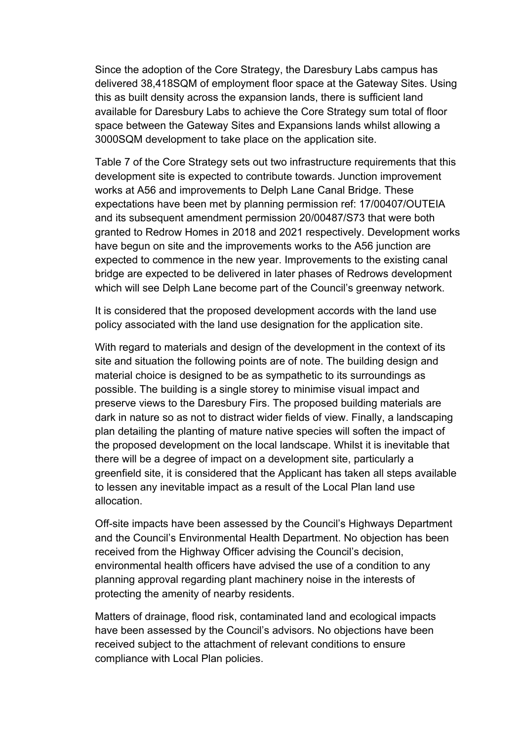Since the adoption of the Core Strategy, the Daresbury Labs campus has delivered 38,418SQM of employment floor space at the Gateway Sites. Using this as built density across the expansion lands, there is sufficient land available for Daresbury Labs to achieve the Core Strategy sum total of floor space between the Gateway Sites and Expansions lands whilst allowing a 3000SQM development to take place on the application site.

Table 7 of the Core Strategy sets out two infrastructure requirements that this development site is expected to contribute towards. Junction improvement works at A56 and improvements to Delph Lane Canal Bridge. These expectations have been met by planning permission ref: 17/00407/OUTEIA and its subsequent amendment permission 20/00487/S73 that were both granted to Redrow Homes in 2018 and 2021 respectively. Development works have begun on site and the improvements works to the A56 junction are expected to commence in the new year. Improvements to the existing canal bridge are expected to be delivered in later phases of Redrows development which will see Delph Lane become part of the Council's greenway network.

It is considered that the proposed development accords with the land use policy associated with the land use designation for the application site.

With regard to materials and design of the development in the context of its site and situation the following points are of note. The building design and material choice is designed to be as sympathetic to its surroundings as possible. The building is a single storey to minimise visual impact and preserve views to the Daresbury Firs. The proposed building materials are dark in nature so as not to distract wider fields of view. Finally, a landscaping plan detailing the planting of mature native species will soften the impact of the proposed development on the local landscape. Whilst it is inevitable that there will be a degree of impact on a development site, particularly a greenfield site, it is considered that the Applicant has taken all steps available to lessen any inevitable impact as a result of the Local Plan land use allocation.

Off-site impacts have been assessed by the Council's Highways Department and the Council's Environmental Health Department. No objection has been received from the Highway Officer advising the Council's decision, environmental health officers have advised the use of a condition to any planning approval regarding plant machinery noise in the interests of protecting the amenity of nearby residents.

Matters of drainage, flood risk, contaminated land and ecological impacts have been assessed by the Council's advisors. No objections have been received subject to the attachment of relevant conditions to ensure compliance with Local Plan policies.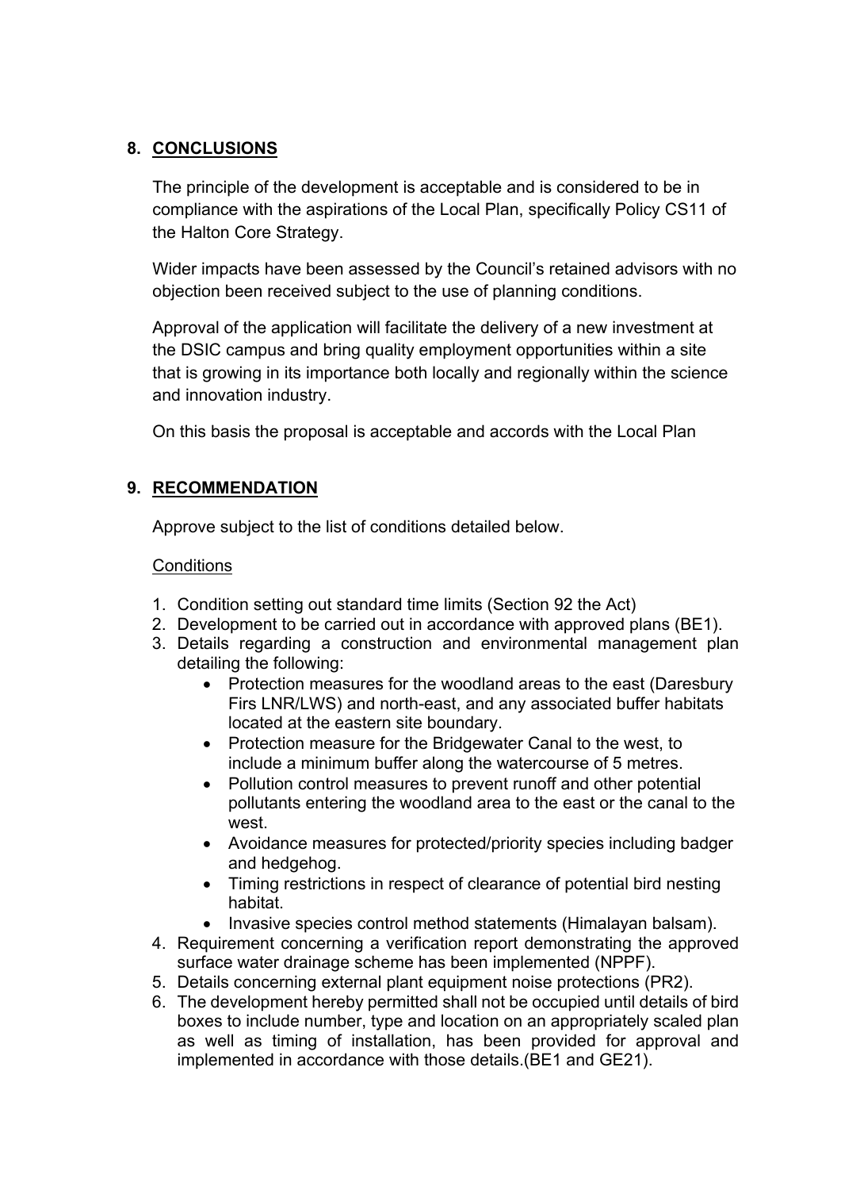## 8. CONCLUSIONS

The principle of the development is acceptable and is considered to be in compliance with the aspirations of the Local Plan, specifically Policy CS11 of the Halton Core Strategy.

Wider impacts have been assessed by the Council's retained advisors with no objection been received subject to the use of planning conditions.

Approval of the application will facilitate the delivery of a new investment at the DSIC campus and bring quality employment opportunities within a site that is growing in its importance both locally and regionally within the science and innovation industry.

On this basis the proposal is acceptable and accords with the Local Plan

## 9. RECOMMENDATION

Approve subject to the list of conditions detailed below.

Conditions

1. Condition setting out standard time limits (Section 92 the Act)
2. Development to be carried out in accordance with approved plans (BE1).
3. Details regarding a construction and environmental management plan detailing the following:
   - Protection measures for the woodland areas to the east (Daresbury Firs LNR/LWS) and north-east, and any associated buffer habitats located at the eastern site boundary.
   - Protection measure for the Bridgewater Canal to the west, to include a minimum buffer along the watercourse of 5 metres.
   - Pollution control measures to prevent runoff and other potential pollutants entering the woodland area to the east or the canal to the west.
   - Avoidance measures for protected/priority species including badger and hedgehog.
   - Timing restrictions in respect of clearance of potential bird nesting habitat.
   - Invasive species control method statements (Himalayan balsam).
4. Requirement concerning a verification report demonstrating the approved surface water drainage scheme has been implemented (NPPF).
5. Details concerning external plant equipment noise protections (PR2).
6. The development hereby permitted shall not be occupied until details of bird boxes to include number, type and location on an appropriately scaled plan as well as timing of installation, has been provided for approval and implemented in accordance with those details.(BE1 and GE21).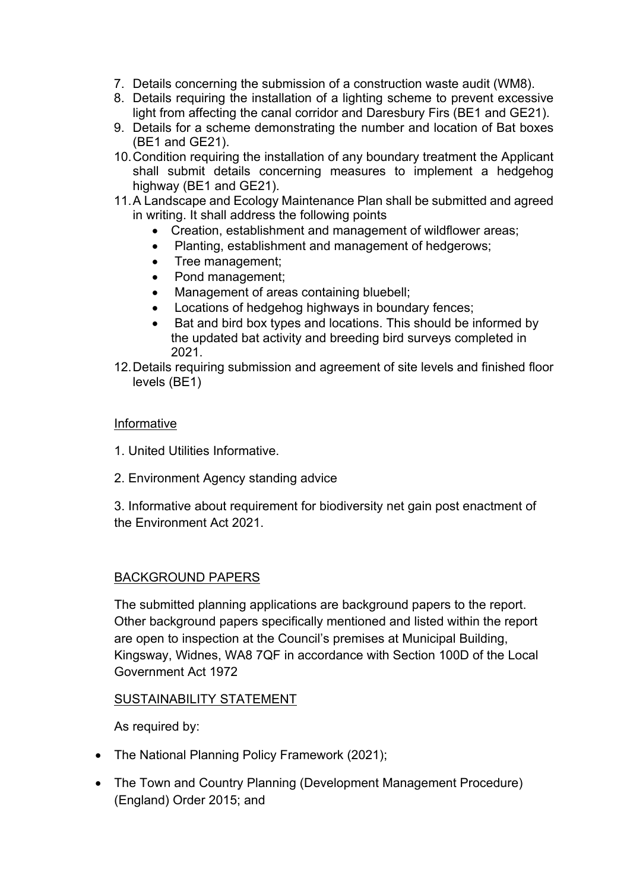7. Details concerning the submission of a construction waste audit (WM8).
8. Details requiring the installation of a lighting scheme to prevent excessive light from affecting the canal corridor and Daresbury Firs (BE1 and GE21).
9. Details for a scheme demonstrating the number and location of Bat boxes (BE1 and GE21).
10. Condition requiring the installation of any boundary treatment the Applicant shall submit details concerning measures to implement a hedgehog highway (BE1 and GE21).
11. A Landscape and Ecology Maintenance Plan shall be submitted and agreed in writing. It shall address the following points
    - Creation, establishment and management of wildflower areas;
    - Planting, establishment and management of hedgerows;
    - Tree management;
    - Pond management;
    - Management of areas containing bluebell;
    - Locations of hedgehog highways in boundary fences;
    - Bat and bird box types and locations. This should be informed by the updated bat activity and breeding bird surveys completed in 2021.
12. Details requiring submission and agreement of site levels and finished floor levels (BE1)

<u>Informative</u>

1. United Utilities Informative.

2. Environment Agency standing advice

3. Informative about requirement for biodiversity net gain post enactment of the Environment Act 2021.

## <u>BACKGROUND PAPERS</u>

The submitted planning applications are background papers to the report. Other background papers specifically mentioned and listed within the report are open to inspection at the Council's premises at Municipal Building, Kingsway, Widnes, WA8 7QF in accordance with Section 100D of the Local Government Act 1972

## <u>SUSTAINABILITY STATEMENT</u>

As required by:

- The National Planning Policy Framework (2021);
- The Town and Country Planning (Development Management Procedure) (England) Order 2015; and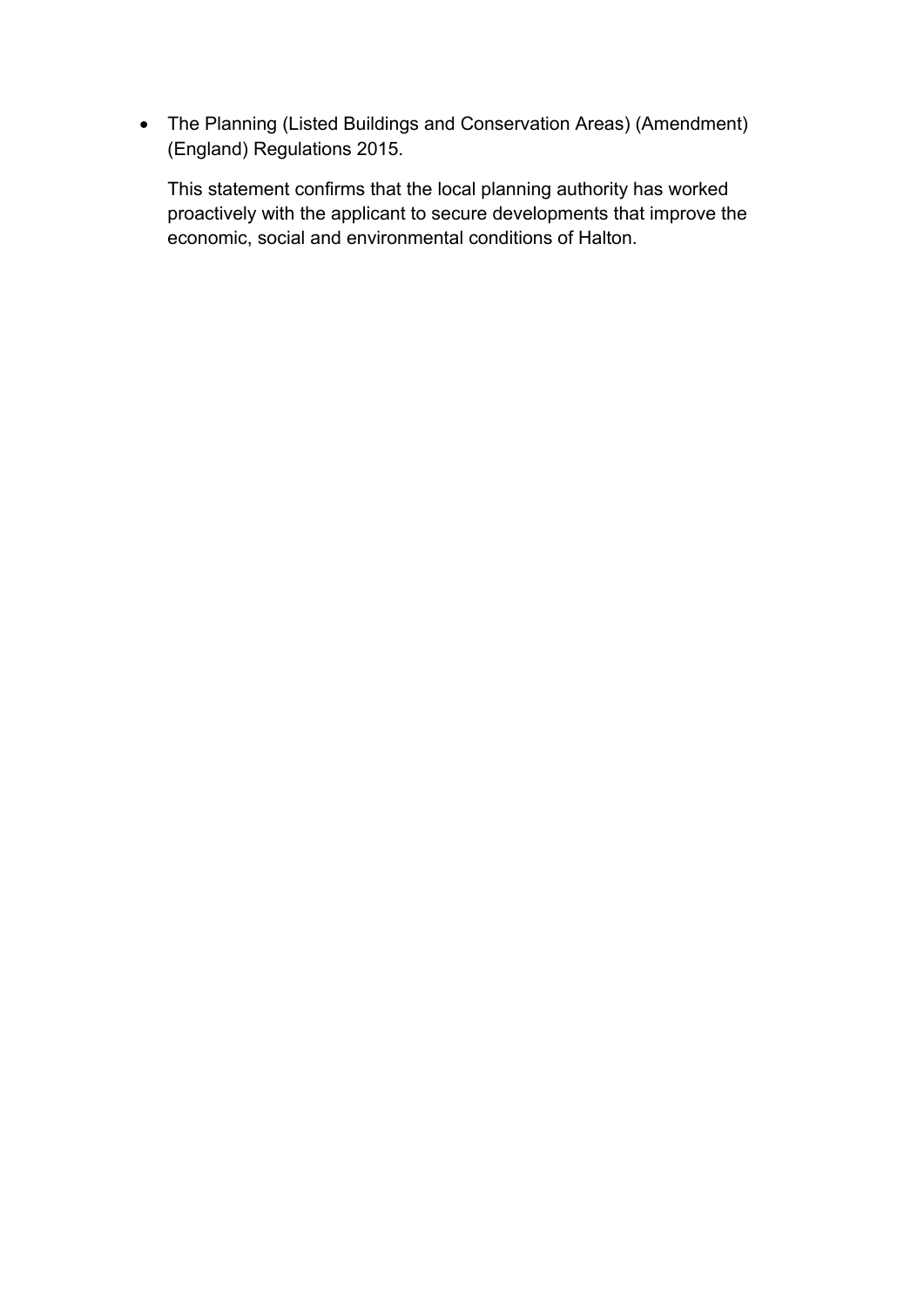- The Planning (Listed Buildings and Conservation Areas) (Amendment) (England) Regulations 2015.

  This statement confirms that the local planning authority has worked proactively with the applicant to secure developments that improve the economic, social and environmental conditions of Halton.